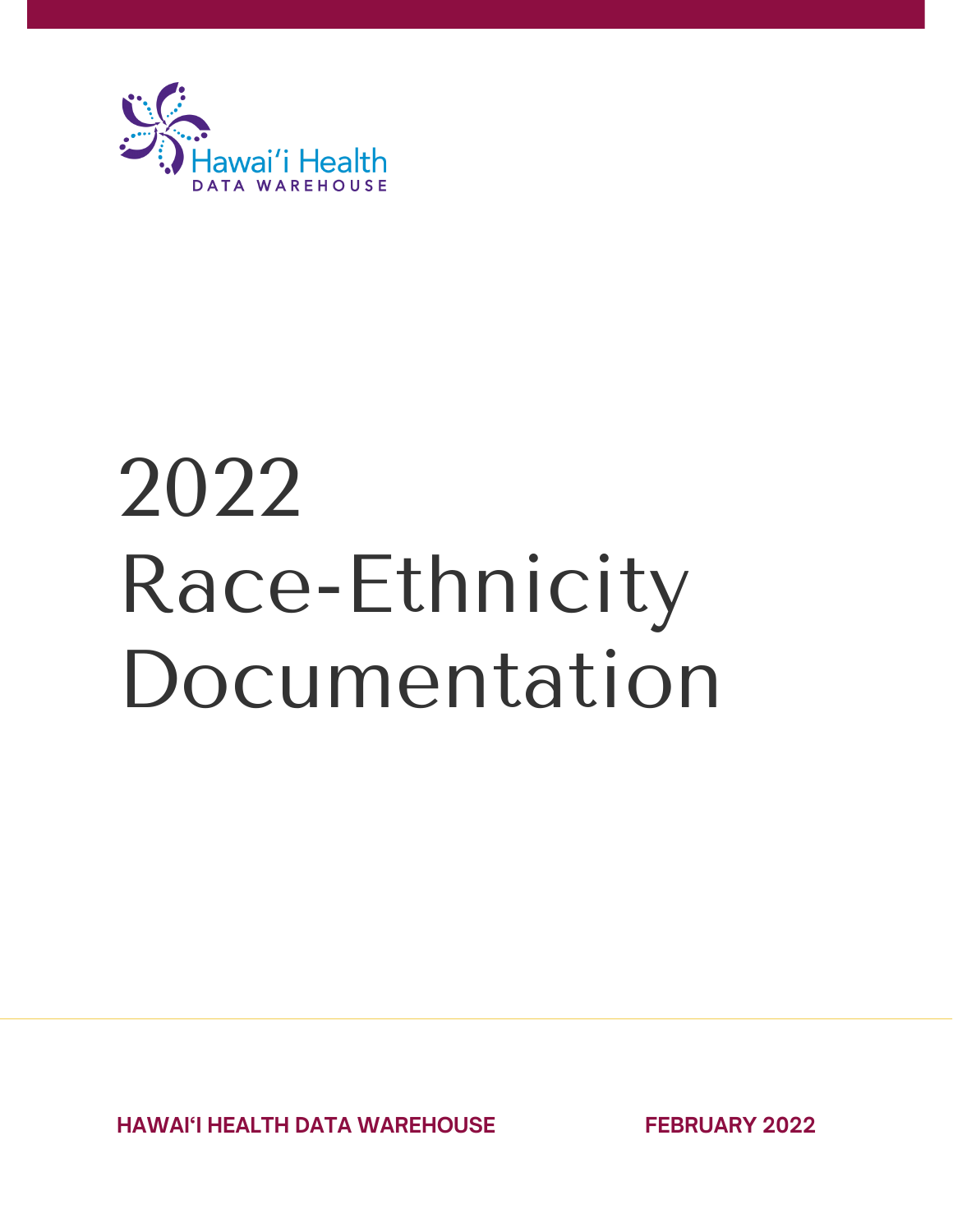Hawai'i Health
DATA WAREHOUSE

# 2022 Race-Ethnicity Documentation

**HAWAI'I HEALTH DATA WAREHOUSE**

**FEBRUARY 2022**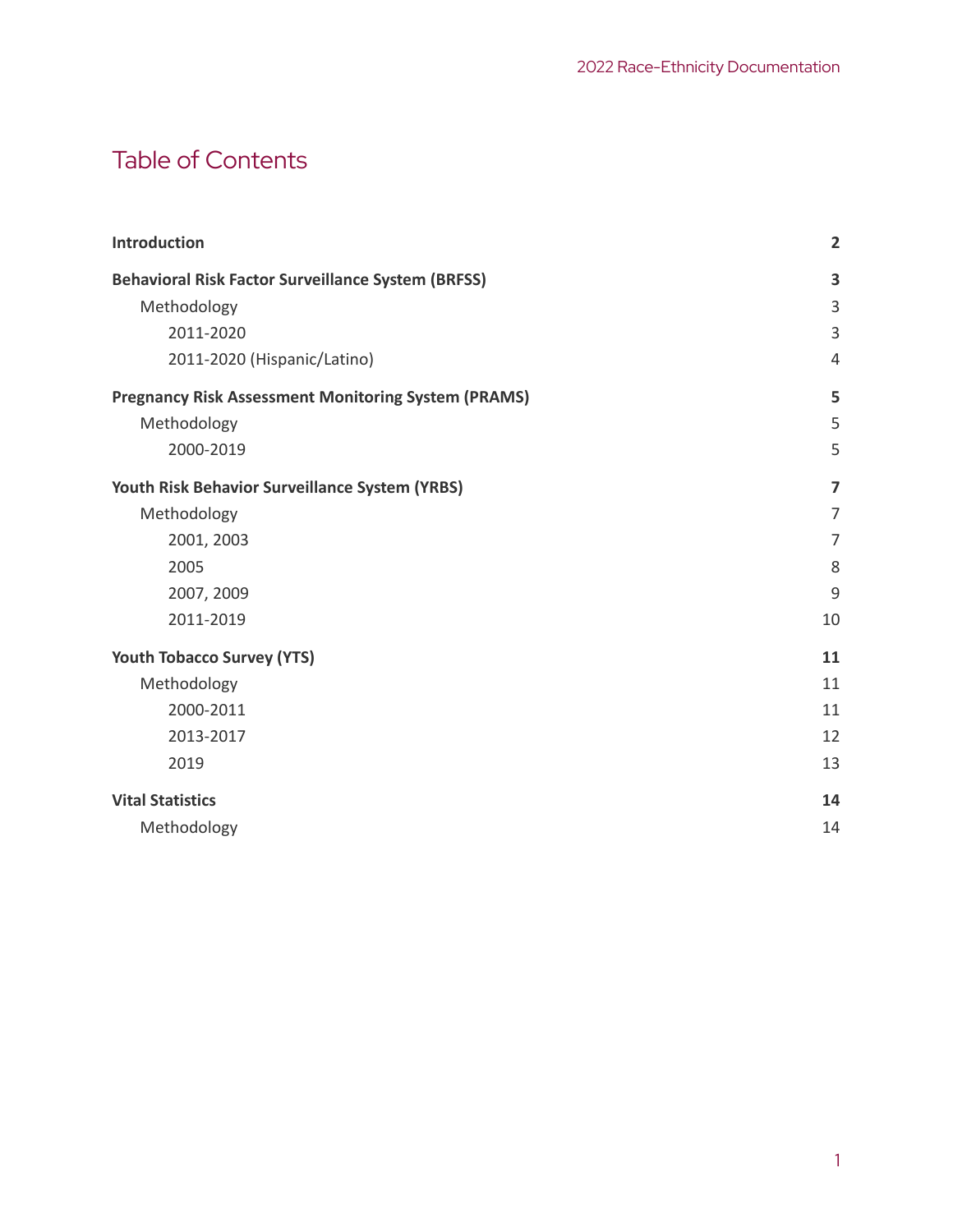# Table of Contents

| | |
|---|---|
| **Introduction** | **2** |
| **Behavioral Risk Factor Surveillance System (BRFSS)** | **3** |
| Methodology | 3 |
| 2011-2020 | 3 |
| 2011-2020 (Hispanic/Latino) | 4 |
| **Pregnancy Risk Assessment Monitoring System (PRAMS)** | **5** |
| Methodology | 5 |
| 2000-2019 | 5 |
| **Youth Risk Behavior Surveillance System (YRBS)** | **7** |
| Methodology | 7 |
| 2001, 2003 | 7 |
| 2005 | 8 |
| 2007, 2009 | 9 |
| 2011-2019 | 10 |
| **Youth Tobacco Survey (YTS)** | **11** |
| Methodology | 11 |
| 2000-2011 | 11 |
| 2013-2017 | 12 |
| 2019 | 13 |
| **Vital Statistics** | **14** |
| Methodology | 14 |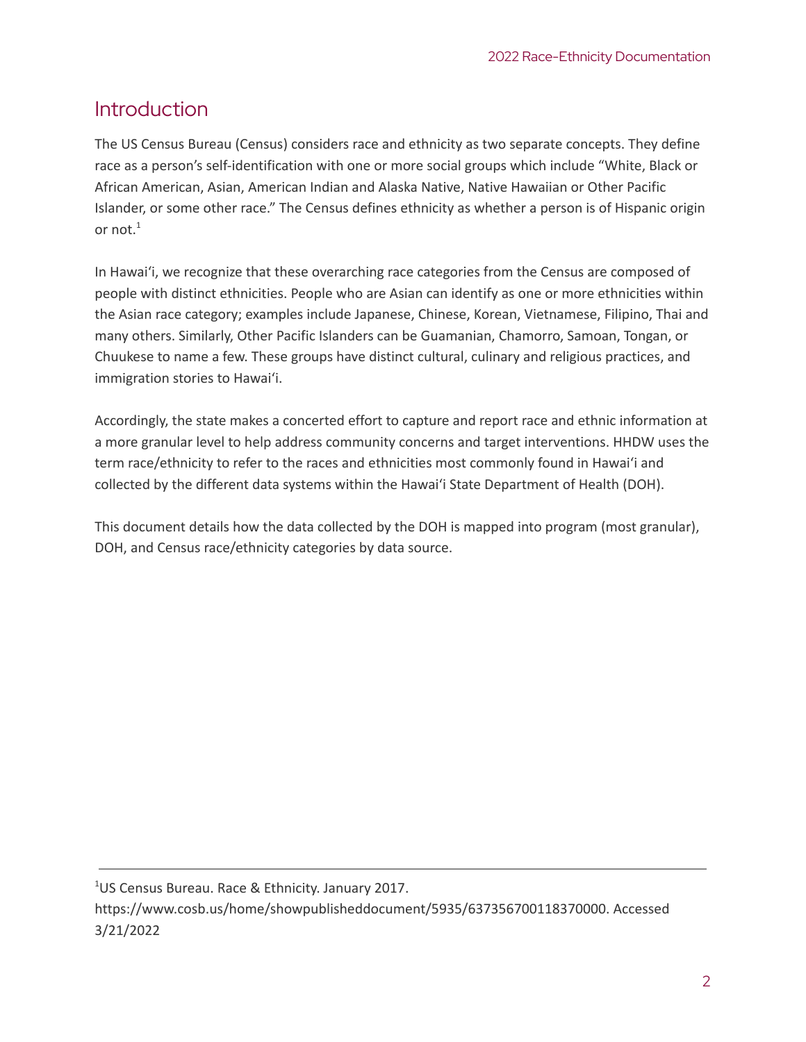## Introduction

The US Census Bureau (Census) considers race and ethnicity as two separate concepts. They define race as a person's self-identification with one or more social groups which include "White, Black or African American, Asian, American Indian and Alaska Native, Native Hawaiian or Other Pacific Islander, or some other race." The Census defines ethnicity as whether a person is of Hispanic origin or not.[1]

In Hawaiʻi, we recognize that these overarching race categories from the Census are composed of people with distinct ethnicities. People who are Asian can identify as one or more ethnicities within the Asian race category; examples include Japanese, Chinese, Korean, Vietnamese, Filipino, Thai and many others. Similarly, Other Pacific Islanders can be Guamanian, Chamorro, Samoan, Tongan, or Chuukese to name a few. These groups have distinct cultural, culinary and religious practices, and immigration stories to Hawaiʻi.

Accordingly, the state makes a concerted effort to capture and report race and ethnic information at a more granular level to help address community concerns and target interventions. HHDW uses the term race/ethnicity to refer to the races and ethnicities most commonly found in Hawaiʻi and collected by the different data systems within the Hawaiʻi State Department of Health (DOH).

This document details how the data collected by the DOH is mapped into program (most granular), DOH, and Census race/ethnicity categories by data source.

---

[1] US Census Bureau. Race & Ethnicity. January 2017. https://www.cosb.us/home/showpublisheddocument/5935/637356700118370000. Accessed 3/21/2022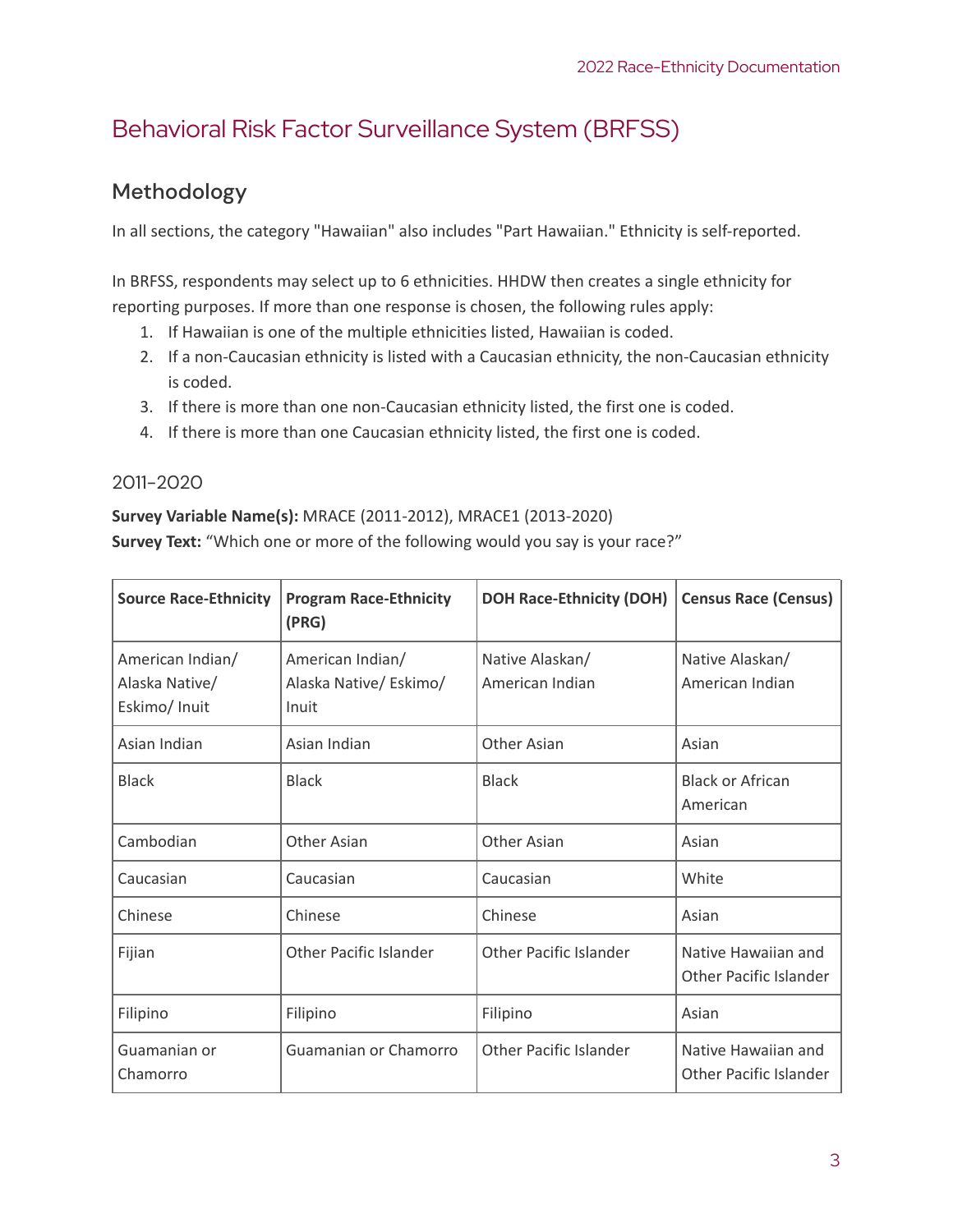# Behavioral Risk Factor Surveillance System (BRFSS)

## Methodology

In all sections, the category "Hawaiian" also includes "Part Hawaiian." Ethnicity is self-reported.

In BRFSS, respondents may select up to 6 ethnicities. HHDW then creates a single ethnicity for reporting purposes. If more than one response is chosen, the following rules apply:

1. If Hawaiian is one of the multiple ethnicities listed, Hawaiian is coded.
2. If a non-Caucasian ethnicity is listed with a Caucasian ethnicity, the non-Caucasian ethnicity is coded.
3. If there is more than one non-Caucasian ethnicity listed, the first one is coded.
4. If there is more than one Caucasian ethnicity listed, the first one is coded.

### 2011–2020

**Survey Variable Name(s):** MRACE (2011-2012), MRACE1 (2013-2020)
**Survey Text:** "Which one or more of the following would you say is your race?"

| Source Race-Ethnicity | Program Race-Ethnicity (PRG) | DOH Race-Ethnicity (DOH) | Census Race (Census) |
|---|---|---|---|
| American Indian/ Alaska Native/ Eskimo/ Inuit | American Indian/ Alaska Native/ Eskimo/ Inuit | Native Alaskan/ American Indian | Native Alaskan/ American Indian |
| Asian Indian | Asian Indian | Other Asian | Asian |
| Black | Black | Black | Black or African American |
| Cambodian | Other Asian | Other Asian | Asian |
| Caucasian | Caucasian | Caucasian | White |
| Chinese | Chinese | Chinese | Asian |
| Fijian | Other Pacific Islander | Other Pacific Islander | Native Hawaiian and Other Pacific Islander |
| Filipino | Filipino | Filipino | Asian |
| Guamanian or Chamorro | Guamanian or Chamorro | Other Pacific Islander | Native Hawaiian and Other Pacific Islander |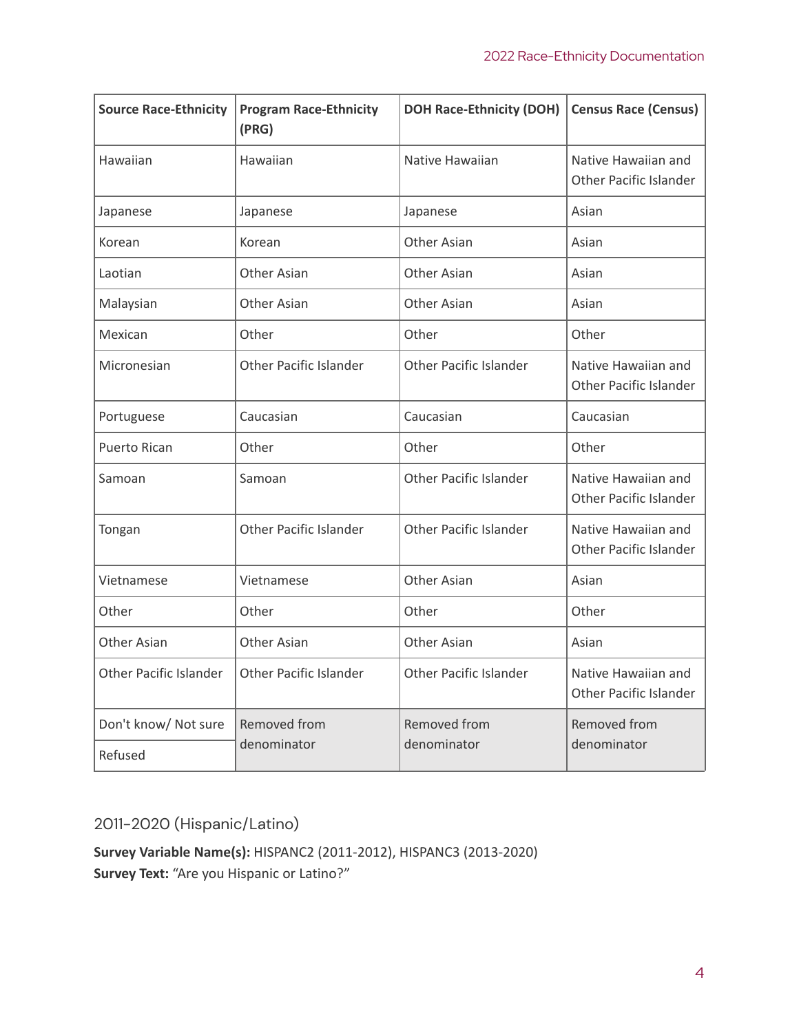| Source Race-Ethnicity | Program Race-Ethnicity (PRG) | DOH Race-Ethnicity (DOH) | Census Race (Census) |
|---|---|---|---|
| Hawaiian | Hawaiian | Native Hawaiian | Native Hawaiian and Other Pacific Islander |
| Japanese | Japanese | Japanese | Asian |
| Korean | Korean | Other Asian | Asian |
| Laotian | Other Asian | Other Asian | Asian |
| Malaysian | Other Asian | Other Asian | Asian |
| Mexican | Other | Other | Other |
| Micronesian | Other Pacific Islander | Other Pacific Islander | Native Hawaiian and Other Pacific Islander |
| Portuguese | Caucasian | Caucasian | Caucasian |
| Puerto Rican | Other | Other | Other |
| Samoan | Samoan | Other Pacific Islander | Native Hawaiian and Other Pacific Islander |
| Tongan | Other Pacific Islander | Other Pacific Islander | Native Hawaiian and Other Pacific Islander |
| Vietnamese | Vietnamese | Other Asian | Asian |
| Other | Other | Other | Other |
| Other Asian | Other Asian | Other Asian | Asian |
| Other Pacific Islander | Other Pacific Islander | Other Pacific Islander | Native Hawaiian and Other Pacific Islander |
| Don't know/ Not sure | Removed from denominator | Removed from denominator | Removed from denominator |
| Refused | | | |

## 2011-2020 (Hispanic/Latino)

**Survey Variable Name(s):** HISPANC2 (2011-2012), HISPANC3 (2013-2020)
**Survey Text:** "Are you Hispanic or Latino?"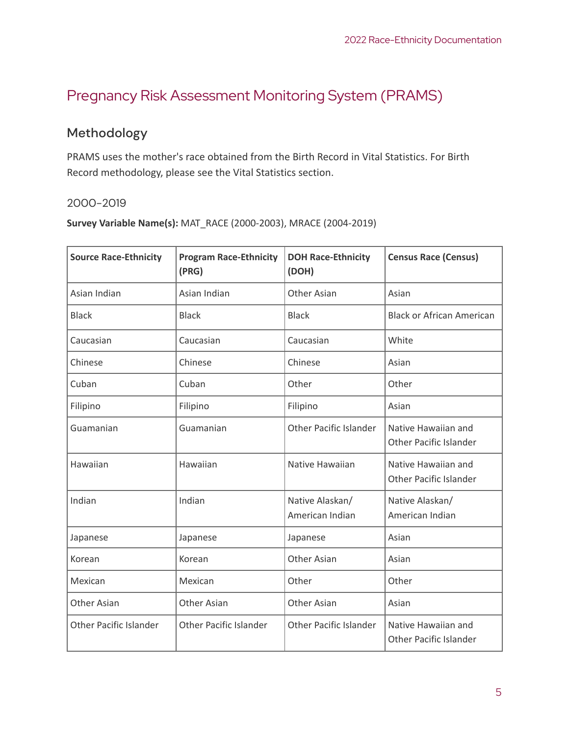## Pregnancy Risk Assessment Monitoring System (PRAMS)

### Methodology

PRAMS uses the mother's race obtained from the Birth Record in Vital Statistics. For Birth Record methodology, please see the Vital Statistics section.

#### 2000-2019

**Survey Variable Name(s):** MAT_RACE (2000-2003), MRACE (2004-2019)

| Source Race-Ethnicity | Program Race-Ethnicity (PRG) | DOH Race-Ethnicity (DOH) | Census Race (Census) |
|---|---|---|---|
| Asian Indian | Asian Indian | Other Asian | Asian |
| Black | Black | Black | Black or African American |
| Caucasian | Caucasian | Caucasian | White |
| Chinese | Chinese | Chinese | Asian |
| Cuban | Cuban | Other | Other |
| Filipino | Filipino | Filipino | Asian |
| Guamanian | Guamanian | Other Pacific Islander | Native Hawaiian and Other Pacific Islander |
| Hawaiian | Hawaiian | Native Hawaiian | Native Hawaiian and Other Pacific Islander |
| Indian | Indian | Native Alaskan/ American Indian | Native Alaskan/ American Indian |
| Japanese | Japanese | Japanese | Asian |
| Korean | Korean | Other Asian | Asian |
| Mexican | Mexican | Other | Other |
| Other Asian | Other Asian | Other Asian | Asian |
| Other Pacific Islander | Other Pacific Islander | Other Pacific Islander | Native Hawaiian and Other Pacific Islander |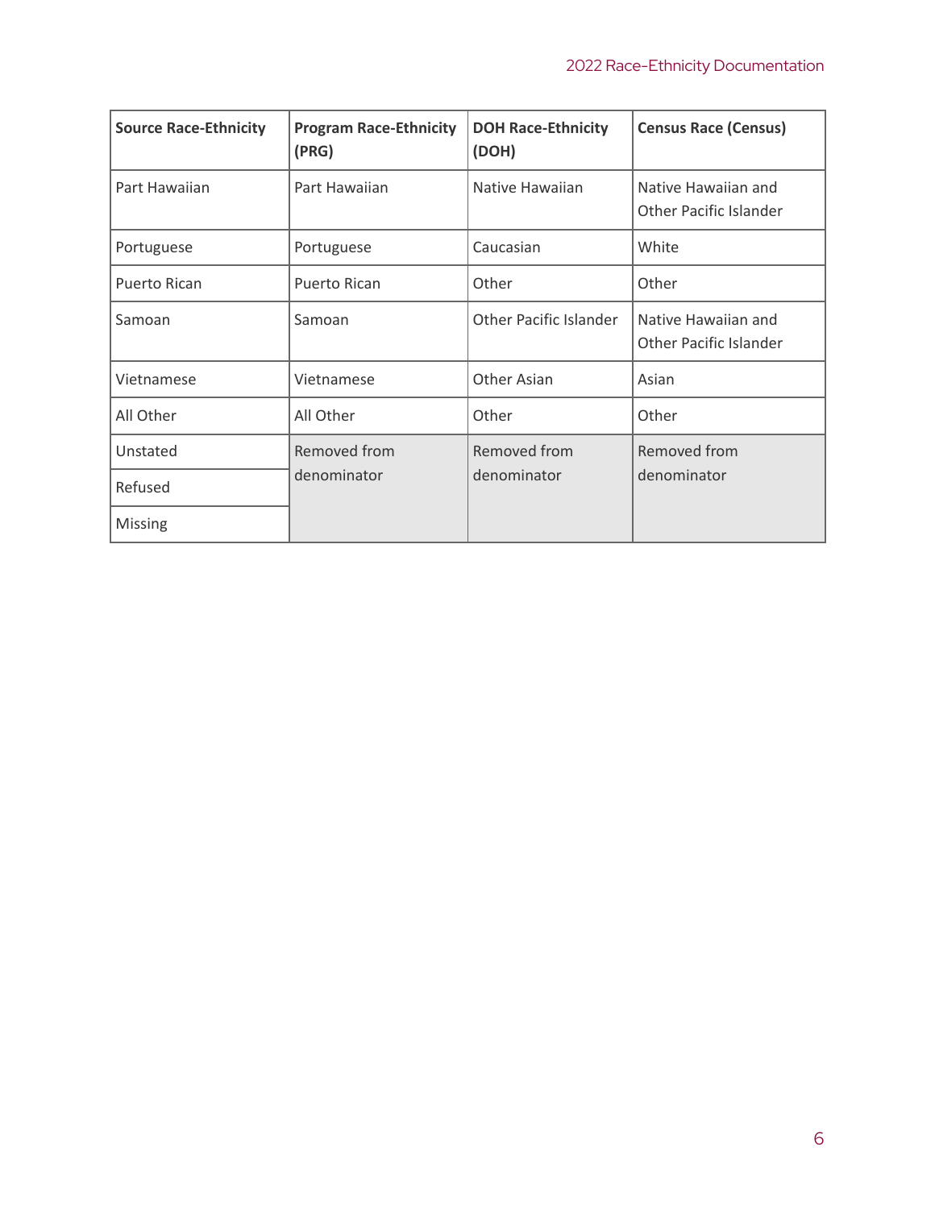| Source Race-Ethnicity | Program Race-Ethnicity (PRG) | DOH Race-Ethnicity (DOH) | Census Race (Census) |
|---|---|---|---|
| Part Hawaiian | Part Hawaiian | Native Hawaiian | Native Hawaiian and Other Pacific Islander |
| Portuguese | Portuguese | Caucasian | White |
| Puerto Rican | Puerto Rican | Other | Other |
| Samoan | Samoan | Other Pacific Islander | Native Hawaiian and Other Pacific Islander |
| Vietnamese | Vietnamese | Other Asian | Asian |
| All Other | All Other | Other | Other |
| Unstated | Removed from denominator | Removed from denominator | Removed from denominator |
| Refused | | | |
| Missing | | | |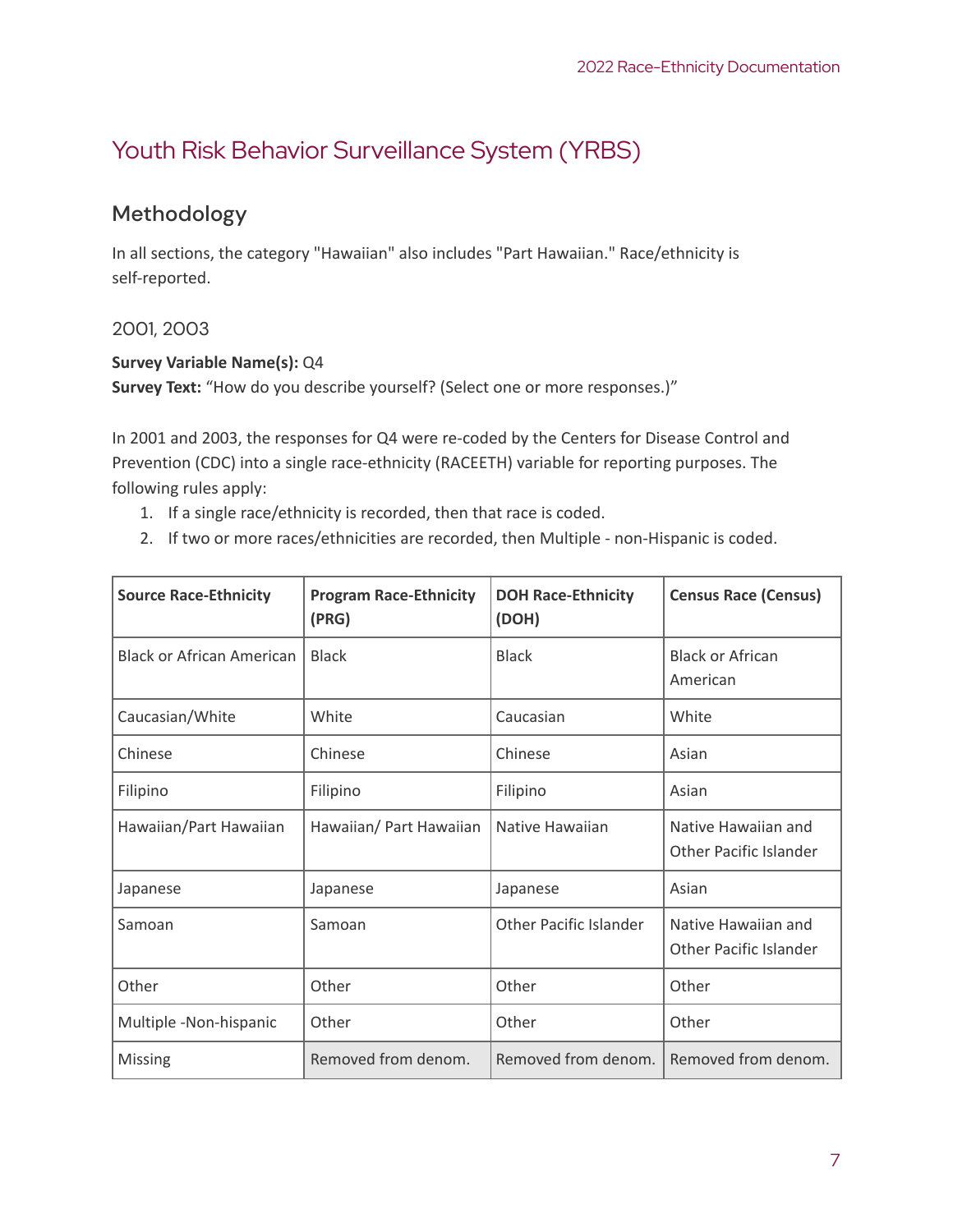# Youth Risk Behavior Surveillance System (YRBS)

## Methodology

In all sections, the category "Hawaiian" also includes "Part Hawaiian." Race/ethnicity is self-reported.

### 2001, 2003

**Survey Variable Name(s):** Q4
**Survey Text:** "How do you describe yourself? (Select one or more responses.)"

In 2001 and 2003, the responses for Q4 were re-coded by the Centers for Disease Control and Prevention (CDC) into a single race-ethnicity (RACEETH) variable for reporting purposes. The following rules apply:

1. If a single race/ethnicity is recorded, then that race is coded.
2. If two or more races/ethnicities are recorded, then Multiple - non-Hispanic is coded.

| Source Race-Ethnicity | Program Race-Ethnicity (PRG) | DOH Race-Ethnicity (DOH) | Census Race (Census) |
|---|---|---|---|
| Black or African American | Black | Black | Black or African American |
| Caucasian/White | White | Caucasian | White |
| Chinese | Chinese | Chinese | Asian |
| Filipino | Filipino | Filipino | Asian |
| Hawaiian/Part Hawaiian | Hawaiian/ Part Hawaiian | Native Hawaiian | Native Hawaiian and Other Pacific Islander |
| Japanese | Japanese | Japanese | Asian |
| Samoan | Samoan | Other Pacific Islander | Native Hawaiian and Other Pacific Islander |
| Other | Other | Other | Other |
| Multiple -Non-hispanic | Other | Other | Other |
| Missing | Removed from denom. | Removed from denom. | Removed from denom. |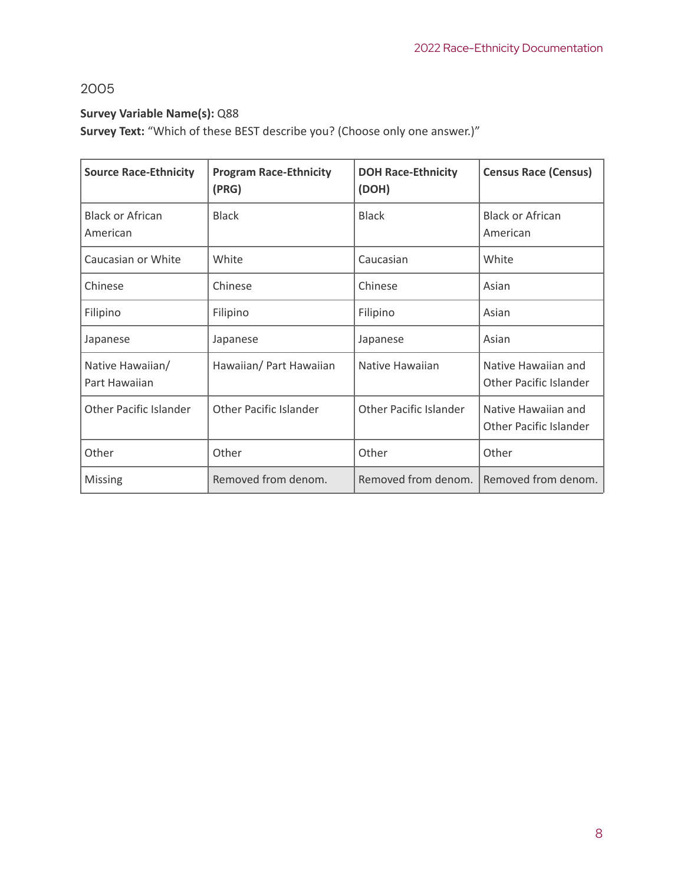## 2005

**Survey Variable Name(s):** Q88
**Survey Text:** "Which of these BEST describe you? (Choose only one answer.)"

| Source Race-Ethnicity | Program Race-Ethnicity (PRG) | DOH Race-Ethnicity (DOH) | Census Race (Census) |
|---|---|---|---|
| Black or African American | Black | Black | Black or African American |
| Caucasian or White | White | Caucasian | White |
| Chinese | Chinese | Chinese | Asian |
| Filipino | Filipino | Filipino | Asian |
| Japanese | Japanese | Japanese | Asian |
| Native Hawaiian/ Part Hawaiian | Hawaiian/ Part Hawaiian | Native Hawaiian | Native Hawaiian and Other Pacific Islander |
| Other Pacific Islander | Other Pacific Islander | Other Pacific Islander | Native Hawaiian and Other Pacific Islander |
| Other | Other | Other | Other |
| Missing | Removed from denom. | Removed from denom. | Removed from denom. |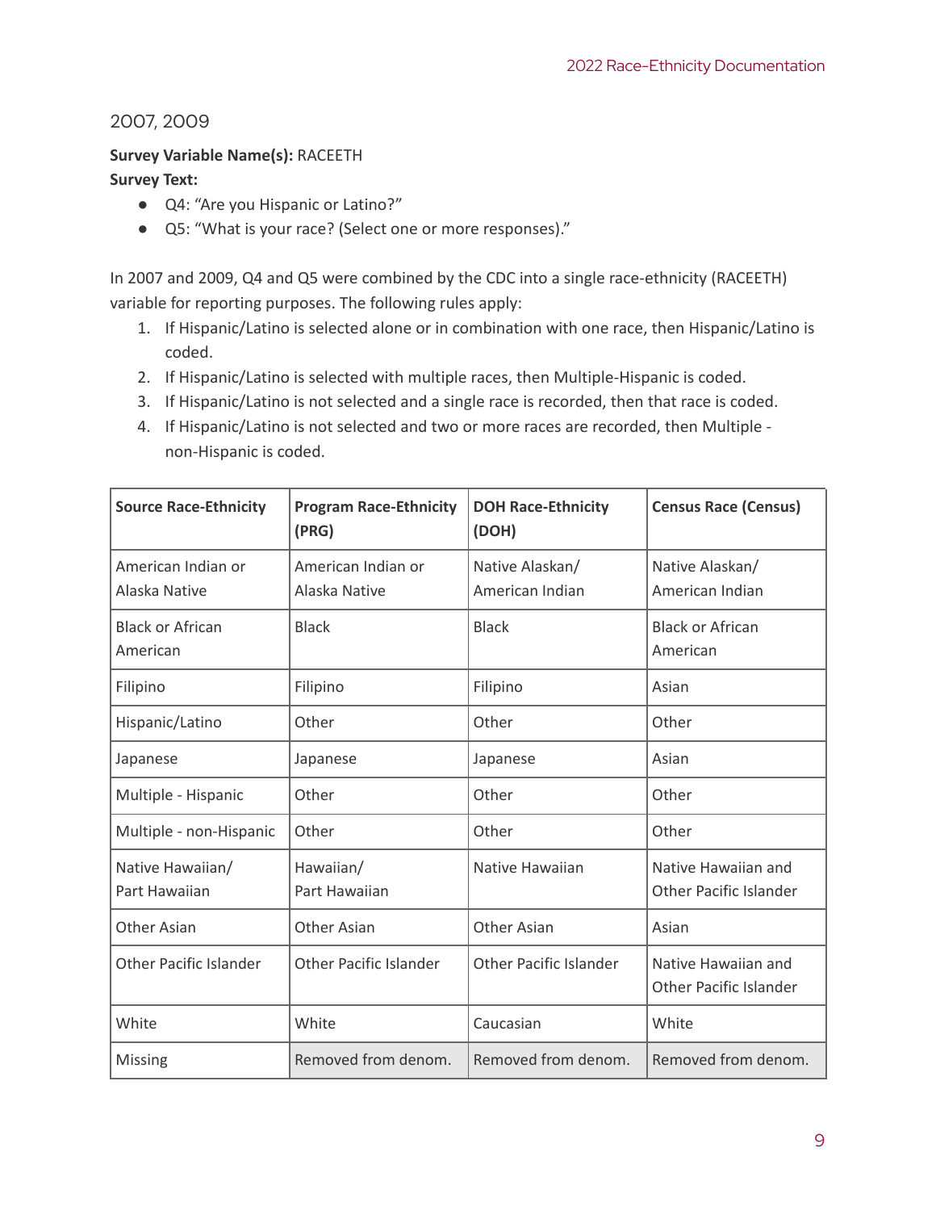## 2007, 2009

**Survey Variable Name(s):** RACEETH

**Survey Text:**

- Q4: "Are you Hispanic or Latino?"
- Q5: "What is your race? (Select one or more responses)."

In 2007 and 2009, Q4 and Q5 were combined by the CDC into a single race-ethnicity (RACEETH) variable for reporting purposes. The following rules apply:

1. If Hispanic/Latino is selected alone or in combination with one race, then Hispanic/Latino is coded.
2. If Hispanic/Latino is selected with multiple races, then Multiple-Hispanic is coded.
3. If Hispanic/Latino is not selected and a single race is recorded, then that race is coded.
4. If Hispanic/Latino is not selected and two or more races are recorded, then Multiple - non-Hispanic is coded.

| Source Race-Ethnicity | Program Race-Ethnicity (PRG) | DOH Race-Ethnicity (DOH) | Census Race (Census) |
|---|---|---|---|
| American Indian or Alaska Native | American Indian or Alaska Native | Native Alaskan/ American Indian | Native Alaskan/ American Indian |
| Black or African American | Black | Black | Black or African American |
| Filipino | Filipino | Filipino | Asian |
| Hispanic/Latino | Other | Other | Other |
| Japanese | Japanese | Japanese | Asian |
| Multiple - Hispanic | Other | Other | Other |
| Multiple - non-Hispanic | Other | Other | Other |
| Native Hawaiian/ Part Hawaiian | Hawaiian/ Part Hawaiian | Native Hawaiian | Native Hawaiian and Other Pacific Islander |
| Other Asian | Other Asian | Other Asian | Asian |
| Other Pacific Islander | Other Pacific Islander | Other Pacific Islander | Native Hawaiian and Other Pacific Islander |
| White | White | Caucasian | White |
| Missing | Removed from denom. | Removed from denom. | Removed from denom. |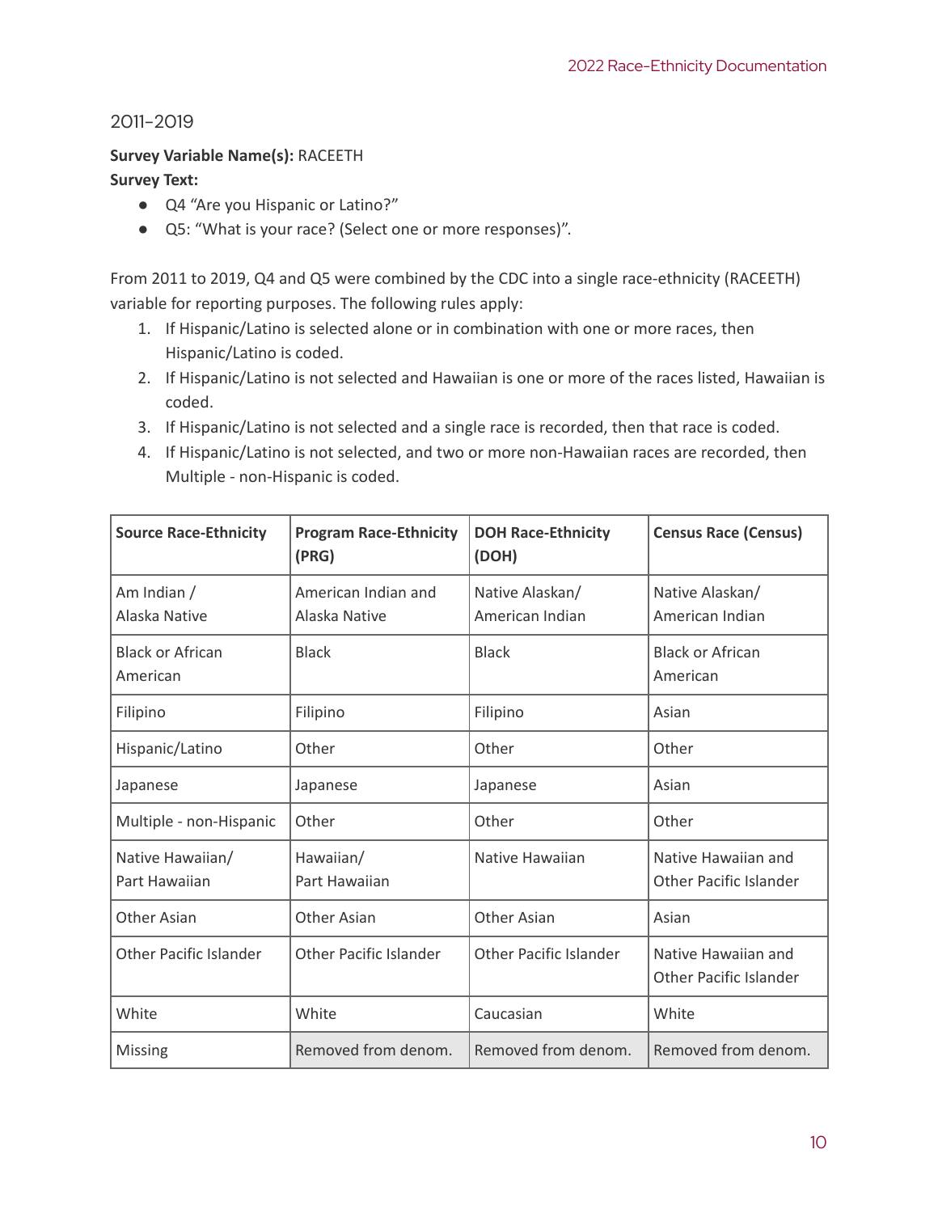## 2011–2019

**Survey Variable Name(s):** RACEETH

**Survey Text:**

- Q4 "Are you Hispanic or Latino?"
- Q5: "What is your race? (Select one or more responses)".

From 2011 to 2019, Q4 and Q5 were combined by the CDC into a single race-ethnicity (RACEETH) variable for reporting purposes. The following rules apply:

1. If Hispanic/Latino is selected alone or in combination with one or more races, then Hispanic/Latino is coded.
2. If Hispanic/Latino is not selected and Hawaiian is one or more of the races listed, Hawaiian is coded.
3. If Hispanic/Latino is not selected and a single race is recorded, then that race is coded.
4. If Hispanic/Latino is not selected, and two or more non-Hawaiian races are recorded, then Multiple - non-Hispanic is coded.

| Source Race-Ethnicity | Program Race-Ethnicity (PRG) | DOH Race-Ethnicity (DOH) | Census Race (Census) |
|---|---|---|---|
| Am Indian / Alaska Native | American Indian and Alaska Native | Native Alaskan/ American Indian | Native Alaskan/ American Indian |
| Black or African American | Black | Black | Black or African American |
| Filipino | Filipino | Filipino | Asian |
| Hispanic/Latino | Other | Other | Other |
| Japanese | Japanese | Japanese | Asian |
| Multiple - non-Hispanic | Other | Other | Other |
| Native Hawaiian/ Part Hawaiian | Hawaiian/ Part Hawaiian | Native Hawaiian | Native Hawaiian and Other Pacific Islander |
| Other Asian | Other Asian | Other Asian | Asian |
| Other Pacific Islander | Other Pacific Islander | Other Pacific Islander | Native Hawaiian and Other Pacific Islander |
| White | White | Caucasian | White |
| Missing | Removed from denom. | Removed from denom. | Removed from denom. |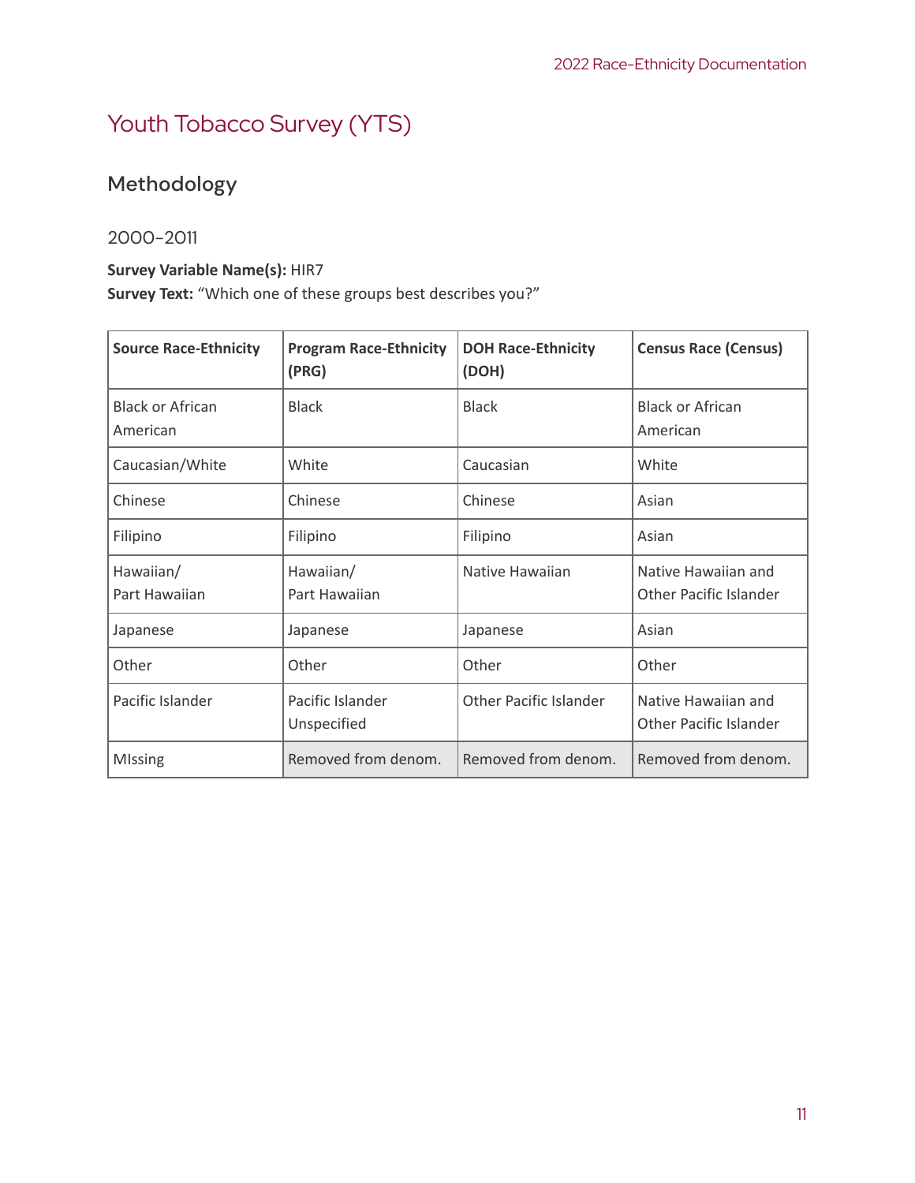# Youth Tobacco Survey (YTS)

## Methodology

### 2000–2011

**Survey Variable Name(s):** HIR7
**Survey Text:** "Which one of these groups best describes you?"

| Source Race-Ethnicity | Program Race-Ethnicity (PRG) | DOH Race-Ethnicity (DOH) | Census Race (Census) |
|---|---|---|---|
| Black or African American | Black | Black | Black or African American |
| Caucasian/White | White | Caucasian | White |
| Chinese | Chinese | Chinese | Asian |
| Filipino | Filipino | Filipino | Asian |
| Hawaiian/ Part Hawaiian | Hawaiian/ Part Hawaiian | Native Hawaiian | Native Hawaiian and Other Pacific Islander |
| Japanese | Japanese | Japanese | Asian |
| Other | Other | Other | Other |
| Pacific Islander | Pacific Islander Unspecified | Other Pacific Islander | Native Hawaiian and Other Pacific Islander |
| MIssing | Removed from denom. | Removed from denom. | Removed from denom. |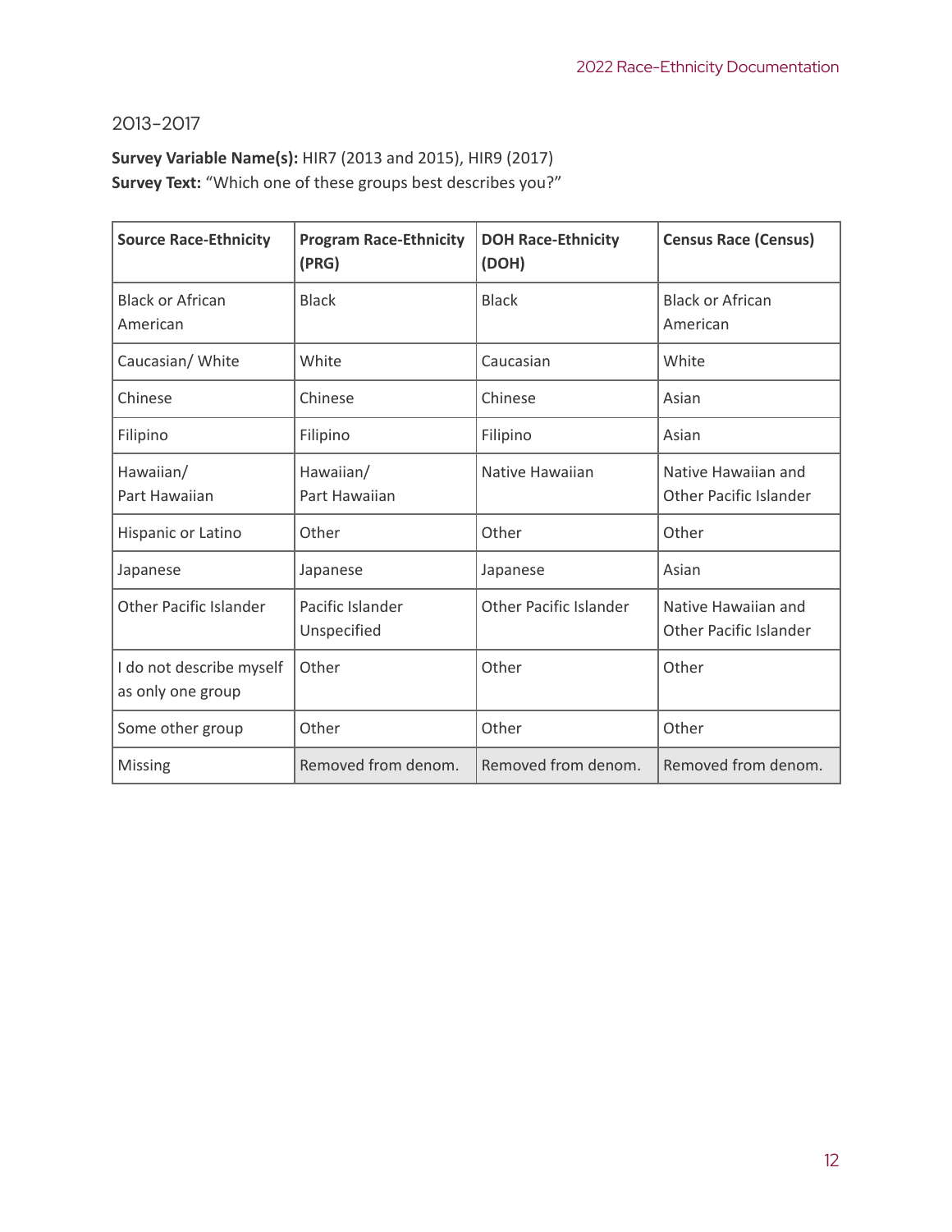## 2013-2017

**Survey Variable Name(s):** HIR7 (2013 and 2015), HIR9 (2017)
**Survey Text:** "Which one of these groups best describes you?"

| Source Race-Ethnicity | Program Race-Ethnicity (PRG) | DOH Race-Ethnicity (DOH) | Census Race (Census) |
|---|---|---|---|
| Black or African American | Black | Black | Black or African American |
| Caucasian/ White | White | Caucasian | White |
| Chinese | Chinese | Chinese | Asian |
| Filipino | Filipino | Filipino | Asian |
| Hawaiian/ Part Hawaiian | Hawaiian/ Part Hawaiian | Native Hawaiian | Native Hawaiian and Other Pacific Islander |
| Hispanic or Latino | Other | Other | Other |
| Japanese | Japanese | Japanese | Asian |
| Other Pacific Islander | Pacific Islander Unspecified | Other Pacific Islander | Native Hawaiian and Other Pacific Islander |
| I do not describe myself as only one group | Other | Other | Other |
| Some other group | Other | Other | Other |
| Missing | Removed from denom. | Removed from denom. | Removed from denom. |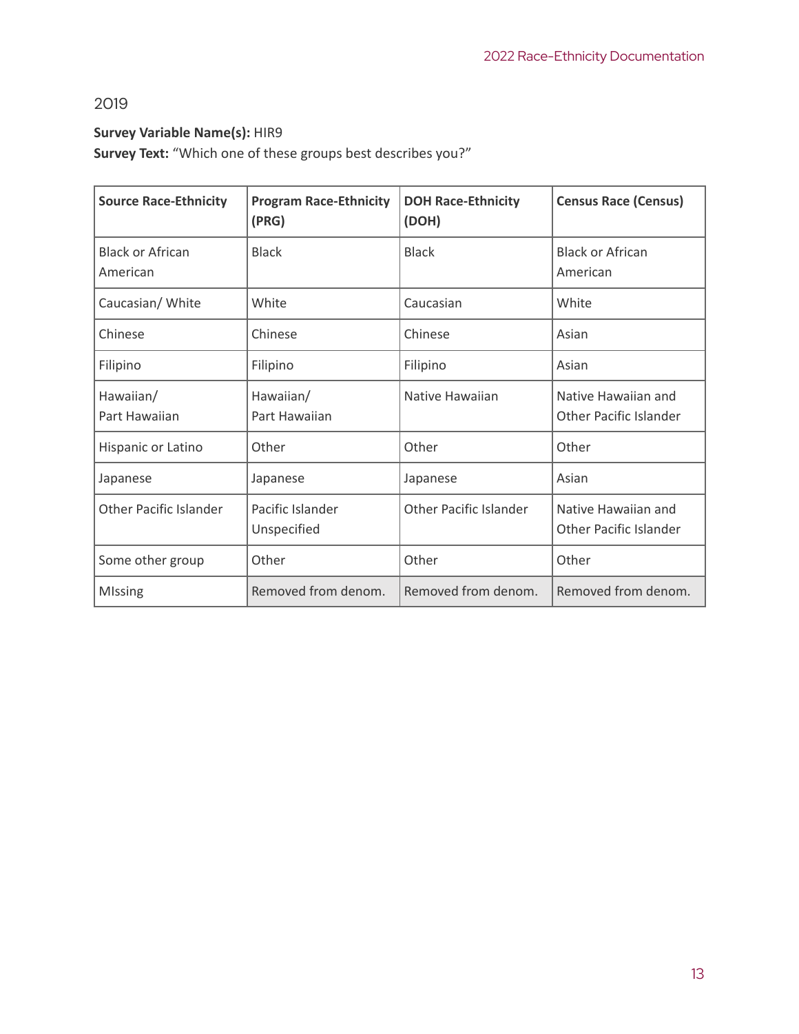## 2019

**Survey Variable Name(s):** HIR9
**Survey Text:** “Which one of these groups best describes you?”

| Source Race-Ethnicity | Program Race-Ethnicity (PRG) | DOH Race-Ethnicity (DOH) | Census Race (Census) |
|---|---|---|---|
| Black or African American | Black | Black | Black or African American |
| Caucasian/ White | White | Caucasian | White |
| Chinese | Chinese | Chinese | Asian |
| Filipino | Filipino | Filipino | Asian |
| Hawaiian/ Part Hawaiian | Hawaiian/ Part Hawaiian | Native Hawaiian | Native Hawaiian and Other Pacific Islander |
| Hispanic or Latino | Other | Other | Other |
| Japanese | Japanese | Japanese | Asian |
| Other Pacific Islander | Pacific Islander Unspecified | Other Pacific Islander | Native Hawaiian and Other Pacific Islander |
| Some other group | Other | Other | Other |
| MIssing | Removed from denom. | Removed from denom. | Removed from denom. |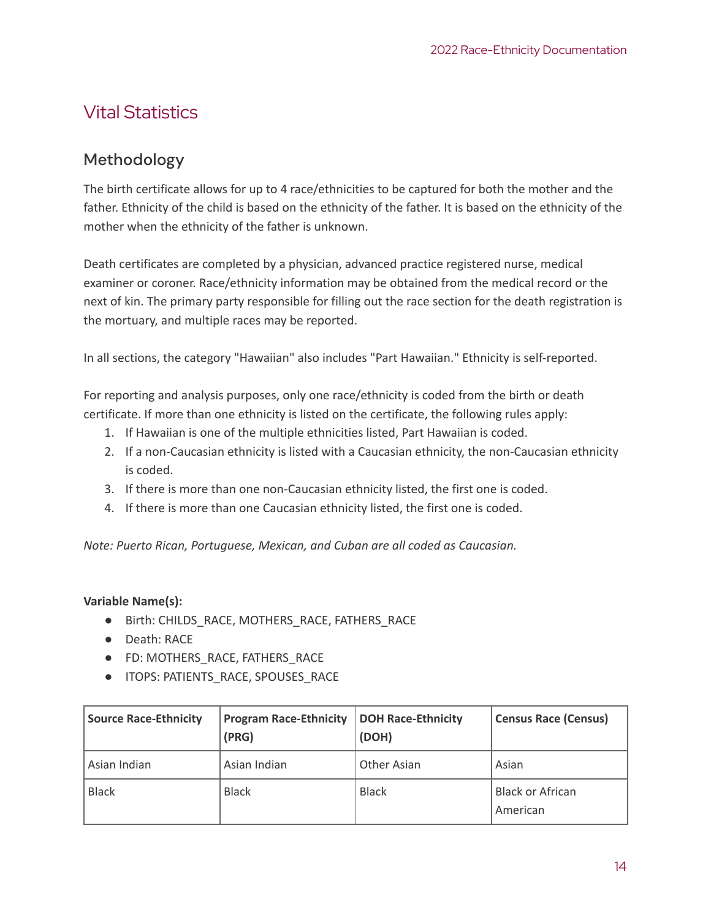## Vital Statistics

### Methodology

The birth certificate allows for up to 4 race/ethnicities to be captured for both the mother and the father. Ethnicity of the child is based on the ethnicity of the father. It is based on the ethnicity of the mother when the ethnicity of the father is unknown.

Death certificates are completed by a physician, advanced practice registered nurse, medical examiner or coroner. Race/ethnicity information may be obtained from the medical record or the next of kin. The primary party responsible for filling out the race section for the death registration is the mortuary, and multiple races may be reported.

In all sections, the category "Hawaiian" also includes "Part Hawaiian." Ethnicity is self-reported.

For reporting and analysis purposes, only one race/ethnicity is coded from the birth or death certificate. If more than one ethnicity is listed on the certificate, the following rules apply:

1. If Hawaiian is one of the multiple ethnicities listed, Part Hawaiian is coded.
2. If a non-Caucasian ethnicity is listed with a Caucasian ethnicity, the non-Caucasian ethnicity is coded.
3. If there is more than one non-Caucasian ethnicity listed, the first one is coded.
4. If there is more than one Caucasian ethnicity listed, the first one is coded.

*Note: Puerto Rican, Portuguese, Mexican, and Cuban are all coded as Caucasian.*

**Variable Name(s):**

- Birth: CHILDS_RACE, MOTHERS_RACE, FATHERS_RACE
- Death: RACE
- FD: MOTHERS_RACE, FATHERS_RACE
- ITOPS: PATIENTS_RACE, SPOUSES_RACE

| Source Race-Ethnicity | Program Race-Ethnicity (PRG) | DOH Race-Ethnicity (DOH) | Census Race (Census) |
|---|---|---|---|
| Asian Indian | Asian Indian | Other Asian | Asian |
| Black | Black | Black | Black or African American |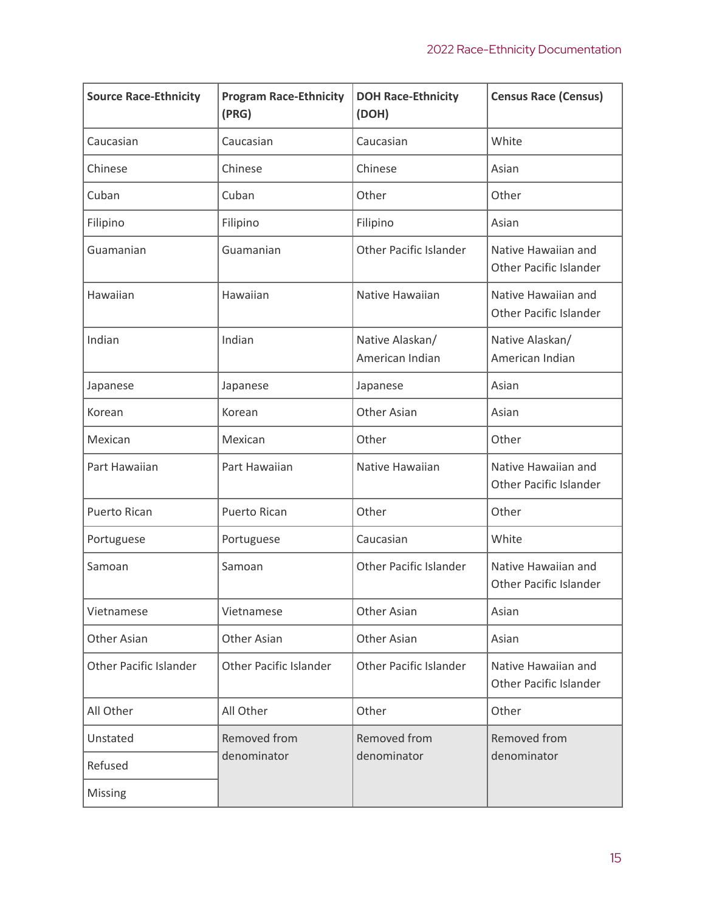| Source Race-Ethnicity | Program Race-Ethnicity (PRG) | DOH Race-Ethnicity (DOH) | Census Race (Census) |
|---|---|---|---|
| Caucasian | Caucasian | Caucasian | White |
| Chinese | Chinese | Chinese | Asian |
| Cuban | Cuban | Other | Other |
| Filipino | Filipino | Filipino | Asian |
| Guamanian | Guamanian | Other Pacific Islander | Native Hawaiian and Other Pacific Islander |
| Hawaiian | Hawaiian | Native Hawaiian | Native Hawaiian and Other Pacific Islander |
| Indian | Indian | Native Alaskan/ American Indian | Native Alaskan/ American Indian |
| Japanese | Japanese | Japanese | Asian |
| Korean | Korean | Other Asian | Asian |
| Mexican | Mexican | Other | Other |
| Part Hawaiian | Part Hawaiian | Native Hawaiian | Native Hawaiian and Other Pacific Islander |
| Puerto Rican | Puerto Rican | Other | Other |
| Portuguese | Portuguese | Caucasian | White |
| Samoan | Samoan | Other Pacific Islander | Native Hawaiian and Other Pacific Islander |
| Vietnamese | Vietnamese | Other Asian | Asian |
| Other Asian | Other Asian | Other Asian | Asian |
| Other Pacific Islander | Other Pacific Islander | Other Pacific Islander | Native Hawaiian and Other Pacific Islander |
| All Other | All Other | Other | Other |
| Unstated | Removed from denominator | Removed from denominator | Removed from denominator |
| Refused | | | |
| Missing | | | |